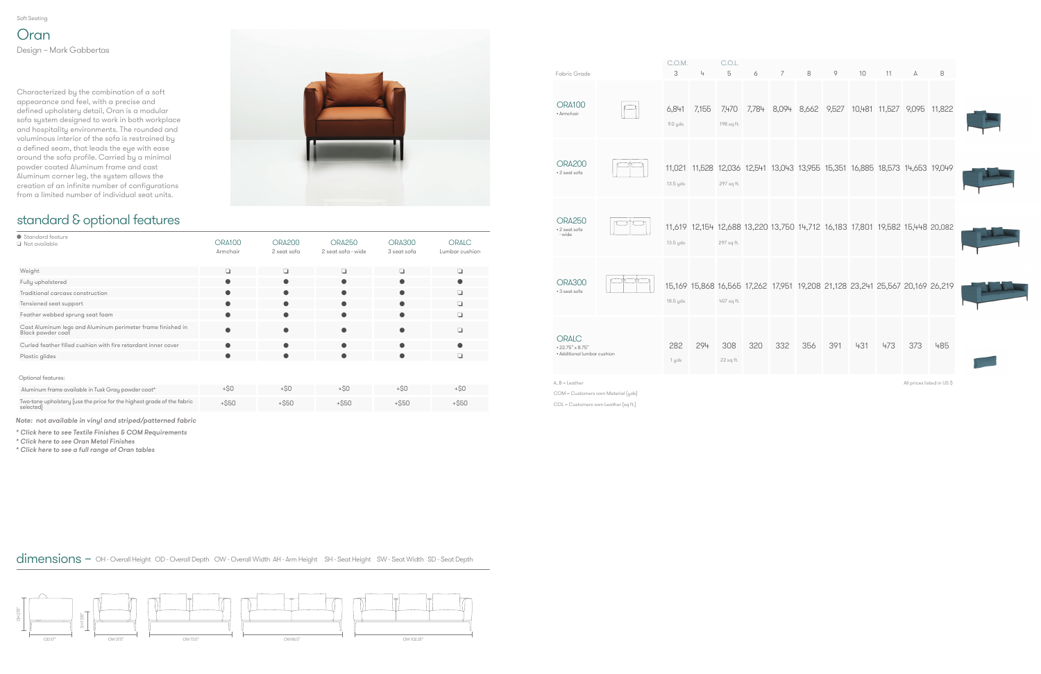Soft Seating

# Oran

Design – Mark Gabbertas

Characterized by the combination of a soft appearance and feel, with a precise and defined upholstery detail, Oran is a modular sofa system designed to work in both workplace and hospitality environments. The rounded and voluminous interior of the sofa is restrained by a defined seam, that leads the eye with ease around the sofa profile. Carried by a minimal powder coated Aluminum frame and cast Aluminum corner leg, the system allows the creation of an infinite number of configurations from a limited number of individual seat units.

## standard & optional features

● Standard feature
❑ Not available

| | ORA100 Armchair | ORA200 2 seat sofa | ORA250 2 seat sofa - wide | ORA300 3 seat sofa | ORALC Lumbar cushion |
|---|---|---|---|---|---|
| Weight | ❑ | ❑ | ❑ | ❑ | ❑ |
| Fully upholstered | ● | ● | ● | ● | ● |
| Traditional carcass construction | ● | ● | ● | ● | ❑ |
| Tensioned seat support | ● | ● | ● | ● | ❑ |
| Feather webbed sprung seat foam | ● | ● | ● | ● | ❑ |
| Cast Aluminum legs and Aluminum perimeter frame finished in Black powder coat | ● | ● | ● | ● | ❑ |
| Curled feather filled cushion with fire retardant inner cover | ● | ● | ● | ● | ● |
| Plastic glides | ● | ● | ● | ● | ❑ |

Optional features:

| | ORA100 | ORA200 | ORA250 | ORA300 | ORALC |
|---|---|---|---|---|---|
| Aluminum frame available in Tusk Gray powder coat* | +$0 | +$0 | +$0 | +$0 | +$0 |
| Two-tone upholstery (use the price for the highest grade of the fabric selected) | +$50 | +$50 | +$50 | +$50 | +$50 |

*Note: not available in vinyl and striped/patterned fabric*

*\* Click here to see Textile Finishes & COM Requirements*
*\* Click here to see Oran Metal Finishes*
*\* Click here to see a full range of Oran tables*

| Fabric Grade | C.O.M. 3 | 4 | C.O.L. 5 | 6 | 7 | 8 | 9 | 10 | 11 | A | B |
|---|---|---|---|---|---|---|---|---|---|---|---|
| ORA100 • Armchair | 6,841 (9.0 yds) | 7,155 | 7,470 (198 sq ft.) | 7,784 | 8,094 | 8,662 | 9,527 | 10,481 | 11,527 | 9,095 | 11,822 |
| ORA200 • 2 seat sofa | 11,021 (13.5 yds) | 11,528 | 12,036 (297 sq ft.) | 12,541 | 13,043 | 13,955 | 15,351 | 16,885 | 18,573 | 14,653 | 19,049 |
| ORA250 • 2 seat sofa - wide | 11,619 (13.5 yds) | 12,154 | 12,688 (297 sq ft.) | 13,220 | 13,750 | 14,712 | 16,183 | 17,801 | 19,582 | 15,448 | 20,082 |
| ORA300 • 3 seat sofa | 15,169 (18.5 yds) | 15,868 | 16,565 (407 sq ft.) | 17,262 | 17,951 | 19,208 | 21,128 | 23,241 | 25,567 | 20,169 | 26,219 |
| ORALC • 22.75" x 8.75" • Additional lumbar cushion | 282 (1 yds) | 294 | 308 (22 sq ft.) | 320 | 332 | 356 | 391 | 431 | 473 | 373 | 485 |

A, B = Leather

COM = Customers own Material (yds)

COL = Customers own Leather (sq ft.)

All prices listed in US $

## dimensions – OH - Overall Height OD - Overall Depth OW - Overall Width AH - Arm Height SH - Seat Height SW - Seat Width SD - Seat Depth

OH 27.75" OD 37" SH 17.125" OW 37.5" OW 73.5" OW 86.5" OW 102.25"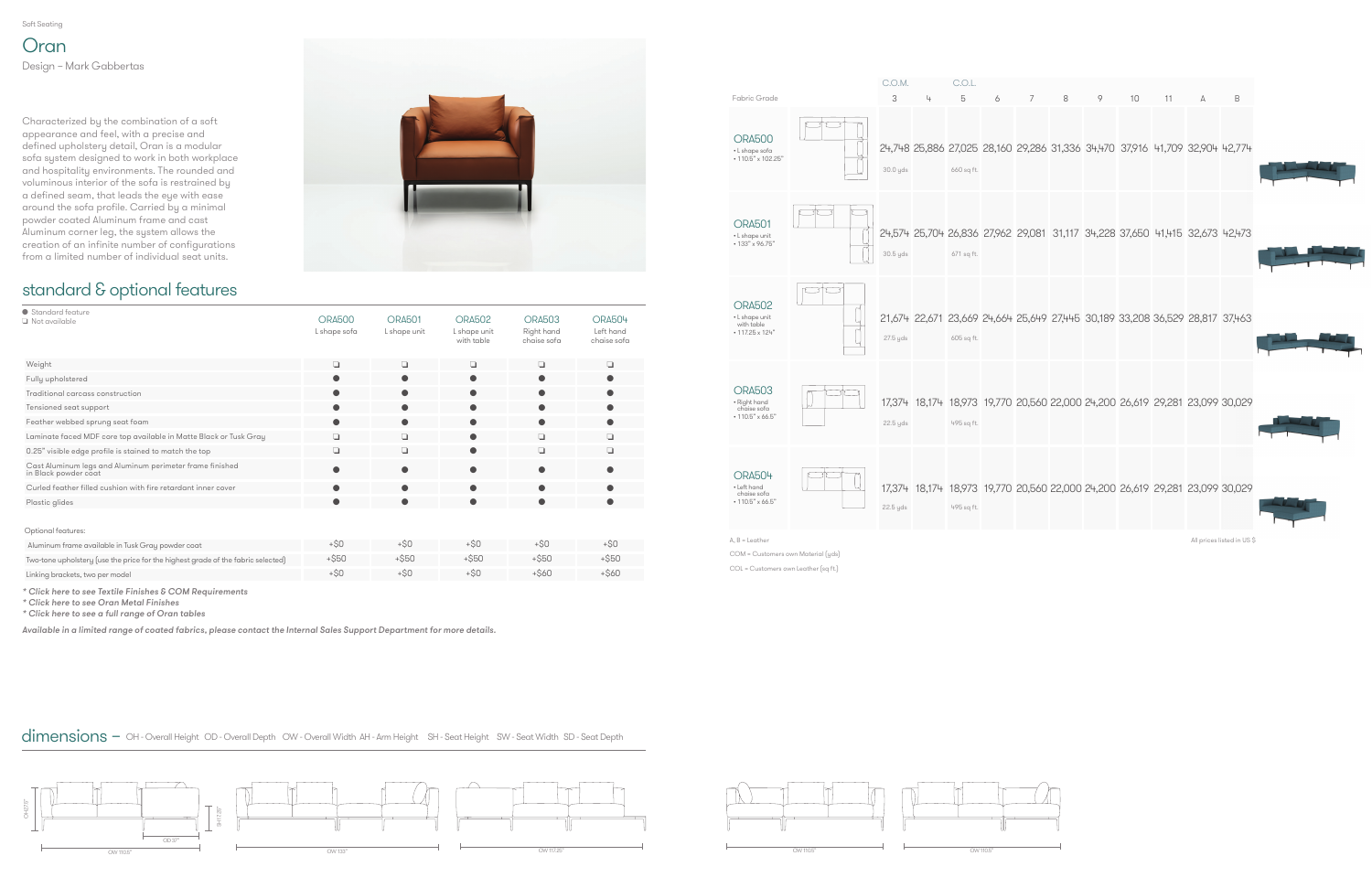Soft Seating

# Oran

Design – Mark Gabbertas

Characterized by the combination of a soft appearance and feel, with a precise and defined upholstery detail, Oran is a modular sofa system designed to work in both workplace and hospitality environments. The rounded and voluminous interior of the sofa is restrained by a defined seam, that leads the eye with ease around the sofa profile. Carried by a minimal powder coated Aluminum frame and cast Aluminum corner leg, the system allows the creation of an infinite number of configurations from a limited number of individual seat units.

## standard & optional features

● Standard feature
❑ Not available

| | ORA500 L shape sofa | ORA501 L shape unit | ORA502 L shape unit with table | ORA503 Right hand chaise sofa | ORA504 Left hand chaise sofa |
|---|---|---|---|---|---|
| Weight | ❑ | ❑ | ❑ | ❑ | ❑ |
| Fully upholstered | ● | ● | ● | ● | ● |
| Traditional carcass construction | ● | ● | ● | ● | ● |
| Tensioned seat support | ● | ● | ● | ● | ● |
| Feather webbed sprung seat foam | ● | ● | ● | ● | ● |
| Laminate faced MDF core top available in Matte Black or Tusk Gray | ❑ | ❑ | ● | ❑ | ❑ |
| 0.25" visible edge profile is stained to match the top | ❑ | ❑ | ● | ❑ | ❑ |
| Cast Aluminum legs and Aluminum perimeter frame finished in Black powder coat | ● | ● | ● | ● | ● |
| Curled feather filled cushion with fire retardant inner cover | ● | ● | ● | ● | ● |
| Plastic glides | ● | ● | ● | ● | ● |

Optional features:

| | ORA500 | ORA501 | ORA502 | ORA503 | ORA504 |
|---|---|---|---|---|---|
| Aluminum frame available in Tusk Gray powder coat | +$0 | +$0 | +$0 | +$0 | +$0 |
| Two-tone upholstery (use the price for the highest grade of the fabric selected) | +$50 | +$50 | +$50 | +$50 | +$50 |
| Linking brackets, two per model | +$0 | +$0 | +$0 | +$60 | +$60 |

*\* Click here to see Textile Finishes & COM Requirements*
*\* Click here to see Oran Metal Finishes*
*\* Click here to see a full range of Oran tables*

*Available in a limited range of coated fabrics, please contact the Internal Sales Support Department for more details.*

| Fabric Grade | 3 (C.O.M.) | 4 | 5 (C.O.L.) | 6 | 7 | 8 | 9 | 10 | 11 | A | B |
|---|---|---|---|---|---|---|---|---|---|---|---|
| ORA500 • L shape sofa • 110.5" x 102.25" | 24,748 (30.0 yds) | 25,886 | 27,025 (660 sq ft.) | 28,160 | 29,286 | 31,336 | 34,470 | 37,916 | 41,709 | 32,904 | 42,774 |
| ORA501 • L shape unit • 133" x 96.75" | 24,574 (30.5 yds) | 25,704 | 26,836 (671 sq ft.) | 27,962 | 29,081 | 31,117 | 34,228 | 37,650 | 41,415 | 32,673 | 42,473 |
| ORA502 • L shape unit with table • 117.25 x 124" | 21,674 (27.5 yds) | 22,671 | 23,669 (605 sq ft.) | 24,664 | 25,649 | 27,445 | 30,189 | 33,208 | 36,529 | 28,817 | 37,463 |
| ORA503 • Right hand chaise sofa • 110.5" x 66.5" | 17,374 (22.5 yds) | 18,174 | 18,973 (495 sq ft.) | 19,770 | 20,560 | 22,000 | 24,200 | 26,619 | 29,281 | 23,099 | 30,029 |
| ORA504 • Left hand chaise sofa • 110.5" x 66.5" | 17,374 (22.5 yds) | 18,174 | 18,973 (495 sq ft.) | 19,770 | 20,560 | 22,000 | 24,200 | 26,619 | 29,281 | 23,099 | 30,029 |

A, B = Leather

COM = Customers own Material (yds)

COL = Customers own Leather (sq ft.)

All prices listed in US $

## dimensions – OH - Overall Height OD - Overall Depth OW - Overall Width AH - Arm Height SH - Seat Height SW - Seat Width SD - Seat Depth

OH 27.5" SH 17.25" OD 37" OW 110.5"

OW 133"

OW 117.25"

OW 110.5"

OW 110.5"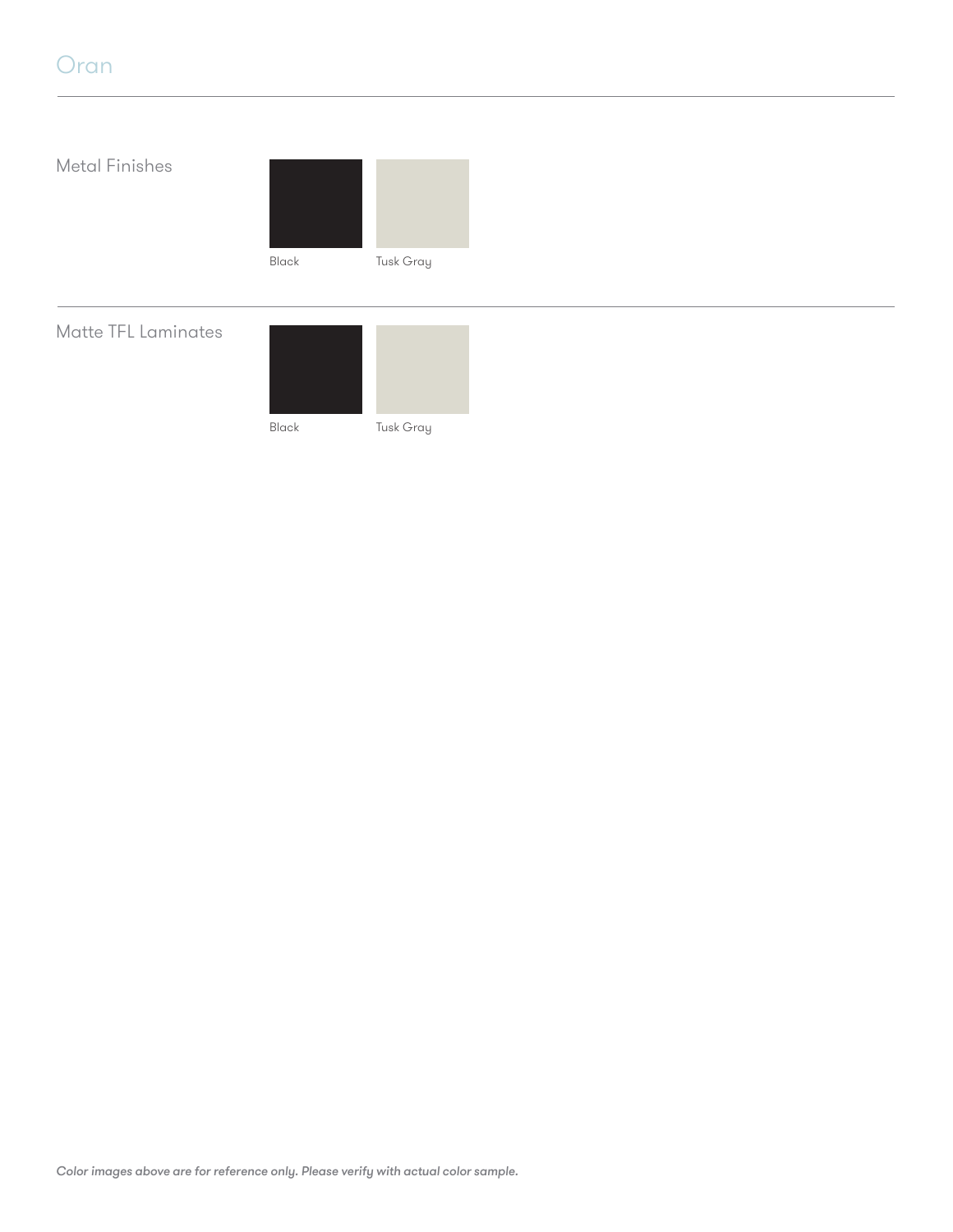# Oran

## Metal Finishes

Black

Tusk Gray

## Matte TFL Laminates

Black

Tusk Gray

*Color images above are for reference only. Please verify with actual color sample.*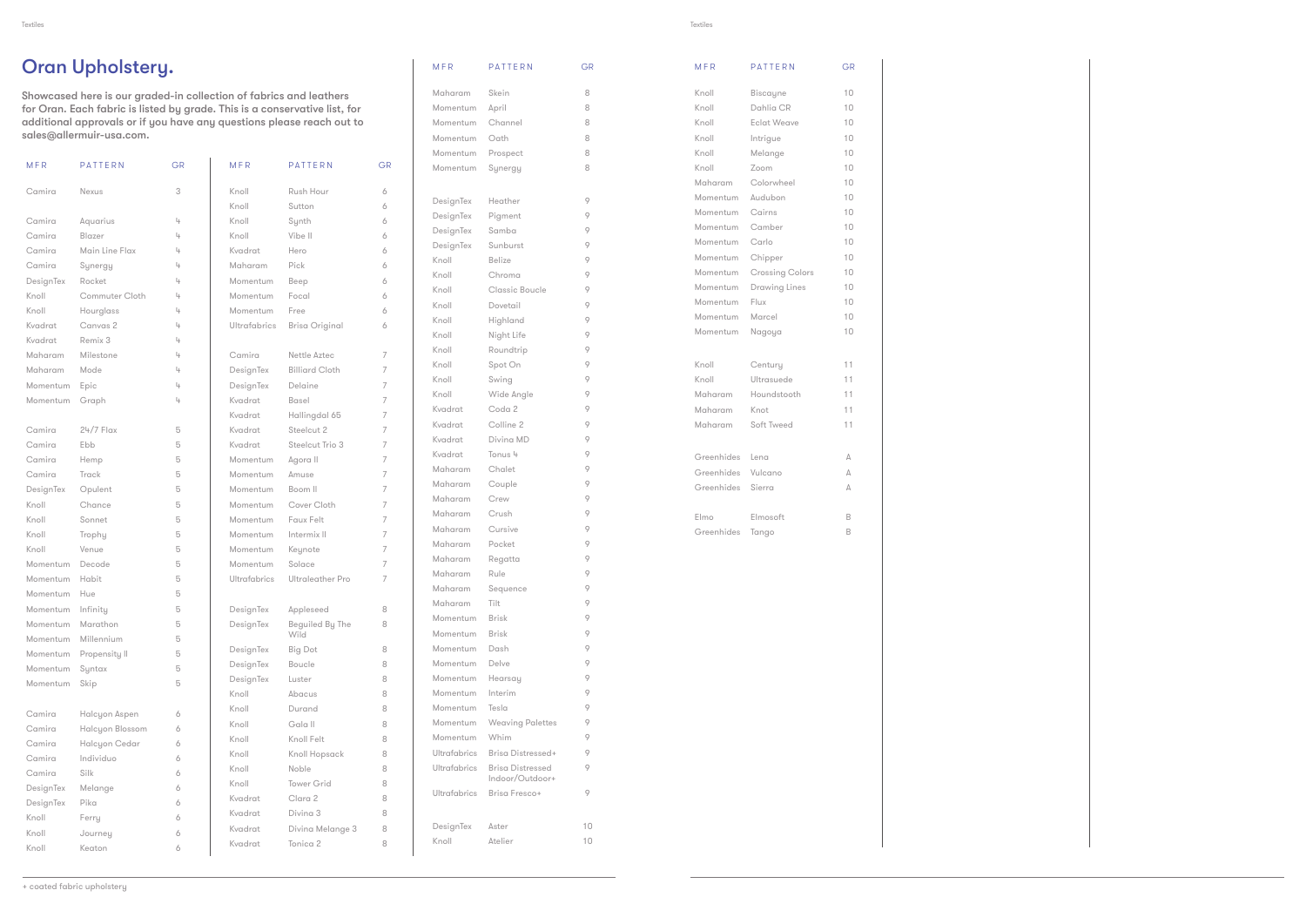# Oran Upholstery.

Showcased here is our graded-in collection of fabrics and leathers for Oran. Each fabric is listed by grade. This is a conservative list, for additional approvals or if you have any questions please reach out to sales@allermuir-usa.com.

| MFR | PATTERN | GR |
|---|---|---|
| Camira | Nexus | 3 |
| Camira | Aquarius | 4 |
| Camira | Blazer | 4 |
| Camira | Main Line Flax | 4 |
| Camira | Synergy | 4 |
| DesignTex | Rocket | 4 |
| Knoll | Commuter Cloth | 4 |
| Knoll | Hourglass | 4 |
| Kvadrat | Canvas 2 | 4 |
| Kvadrat | Remix 3 | 4 |
| Maharam | Milestone | 4 |
| Maharam | Mode | 4 |
| Momentum | Epic | 4 |
| Momentum | Graph | 4 |
| Camira | 24/7 Flax | 5 |
| Camira | Ebb | 5 |
| Camira | Hemp | 5 |
| Camira | Track | 5 |
| DesignTex | Opulent | 5 |
| Knoll | Chance | 5 |
| Knoll | Sonnet | 5 |
| Knoll | Trophy | 5 |
| Knoll | Venue | 5 |
| Momentum | Decode | 5 |
| Momentum | Habit | 5 |
| Momentum | Hue | 5 |
| Momentum | Infinity | 5 |
| Momentum | Marathon | 5 |
| Momentum | Millennium | 5 |
| Momentum | Propensity II | 5 |
| Momentum | Syntax | 5 |
| Momentum | Skip | 5 |
| Camira | Halcyon Aspen | 6 |
| Camira | Halcyon Blossom | 6 |
| Camira | Halcyon Cedar | 6 |
| Camira | Individuo | 6 |
| Camira | Silk | 6 |
| DesignTex | Melange | 6 |
| DesignTex | Pika | 6 |
| Knoll | Ferry | 6 |
| Knoll | Journey | 6 |
| Knoll | Keaton | 6 |
| Knoll | Rush Hour | 6 |
| Knoll | Sutton | 6 |
| Knoll | Synth | 6 |
| Knoll | Vibe II | 6 |
| Kvadrat | Hero | 6 |
| Maharam | Pick | 6 |
| Momentum | Beep | 6 |
| Momentum | Focal | 6 |
| Momentum | Free | 6 |
| Ultrafabrics | Brisa Original | 6 |
| Camira | Nettle Aztec | 7 |
| DesignTex | Billiard Cloth | 7 |
| DesignTex | Delaine | 7 |
| Kvadrat | Basel | 7 |
| Kvadrat | Hallingdal 65 | 7 |
| Kvadrat | Steelcut 2 | 7 |
| Kvadrat | Steelcut Trio 3 | 7 |
| Momentum | Agora II | 7 |
| Momentum | Amuse | 7 |
| Momentum | Boom II | 7 |
| Momentum | Cover Cloth | 7 |
| Momentum | Faux Felt | 7 |
| Momentum | Intermix II | 7 |
| Momentum | Keynote | 7 |
| Momentum | Solace | 7 |
| Ultrafabrics | Ultraleather Pro | 7 |
| DesignTex | Appleseed | 8 |
| DesignTex | Beguiled By The Wild | 8 |
| DesignTex | Big Dot | 8 |
| DesignTex | Boucle | 8 |
| DesignTex | Luster | 8 |
| Knoll | Abacus | 8 |
| Knoll | Durand | 8 |
| Knoll | Gala II | 8 |
| Knoll | Knoll Felt | 8 |
| Knoll | Knoll Hopsack | 8 |
| Knoll | Noble | 8 |
| Knoll | Tower Grid | 8 |
| Kvadrat | Clara 2 | 8 |
| Kvadrat | Divina 3 | 8 |
| Kvadrat | Divina Melange 3 | 8 |
| Kvadrat | Tonica 2 | 8 |
| Maharam | Skein | 8 |
| Momentum | April | 8 |
| Momentum | Channel | 8 |
| Momentum | Oath | 8 |
| Momentum | Prospect | 8 |
| Momentum | Synergy | 8 |
| DesignTex | Heather | 9 |
| DesignTex | Pigment | 9 |
| DesignTex | Samba | 9 |
| DesignTex | Sunburst | 9 |
| Knoll | Belize | 9 |
| Knoll | Chroma | 9 |
| Knoll | Classic Boucle | 9 |
| Knoll | Dovetail | 9 |
| Knoll | Highland | 9 |
| Knoll | Night Life | 9 |
| Knoll | Roundtrip | 9 |
| Knoll | Spot On | 9 |
| Knoll | Swing | 9 |
| Knoll | Wide Angle | 9 |
| Kvadrat | Coda 2 | 9 |
| Kvadrat | Colline 2 | 9 |
| Kvadrat | Divina MD | 9 |
| Kvadrat | Tonus 4 | 9 |
| Maharam | Chalet | 9 |
| Maharam | Couple | 9 |
| Maharam | Crew | 9 |
| Maharam | Crush | 9 |
| Maharam | Cursive | 9 |
| Maharam | Pocket | 9 |
| Maharam | Regatta | 9 |
| Maharam | Rule | 9 |
| Maharam | Sequence | 9 |
| Maharam | Tilt | 9 |
| Momentum | Brisk | 9 |
| Momentum | Brisk | 9 |
| Momentum | Dash | 9 |
| Momentum | Delve | 9 |
| Momentum | Hearsay | 9 |
| Momentum | Interim | 9 |
| Momentum | Tesla | 9 |
| Momentum | Weaving Palettes | 9 |
| Momentum | Whim | 9 |
| Ultrafabrics | Brisa Distressed+ | 9 |
| Ultrafabrics | Brisa Distressed Indoor/Outdoor+ | 9 |
| Ultrafabrics | Brisa Fresco+ | 9 |
| DesignTex | Aster | 10 |
| Knoll | Atelier | 10 |
| Knoll | Biscayne | 10 |
| Knoll | Dahlia CR | 10 |
| Knoll | Eclat Weave | 10 |
| Knoll | Intrigue | 10 |
| Knoll | Melange | 10 |
| Knoll | Zoom | 10 |
| Maharam | Colorwheel | 10 |
| Momentum | Audubon | 10 |
| Momentum | Cairns | 10 |
| Momentum | Camber | 10 |
| Momentum | Carlo | 10 |
| Momentum | Chipper | 10 |
| Momentum | Crossing Colors | 10 |
| Momentum | Drawing Lines | 10 |
| Momentum | Flux | 10 |
| Momentum | Marcel | 10 |
| Momentum | Nagoya | 10 |
| Knoll | Century | 11 |
| Knoll | Ultrasuede | 11 |
| Maharam | Houndstooth | 11 |
| Maharam | Knot | 11 |
| Maharam | Soft Tweed | 11 |
| Greenhides | Lena | A |
| Greenhides | Vulcano | A |
| Greenhides | Sierra | A |
| Elmo | Elmosoft | B |
| Greenhides | Tango | B |

+ coated fabric upholstery